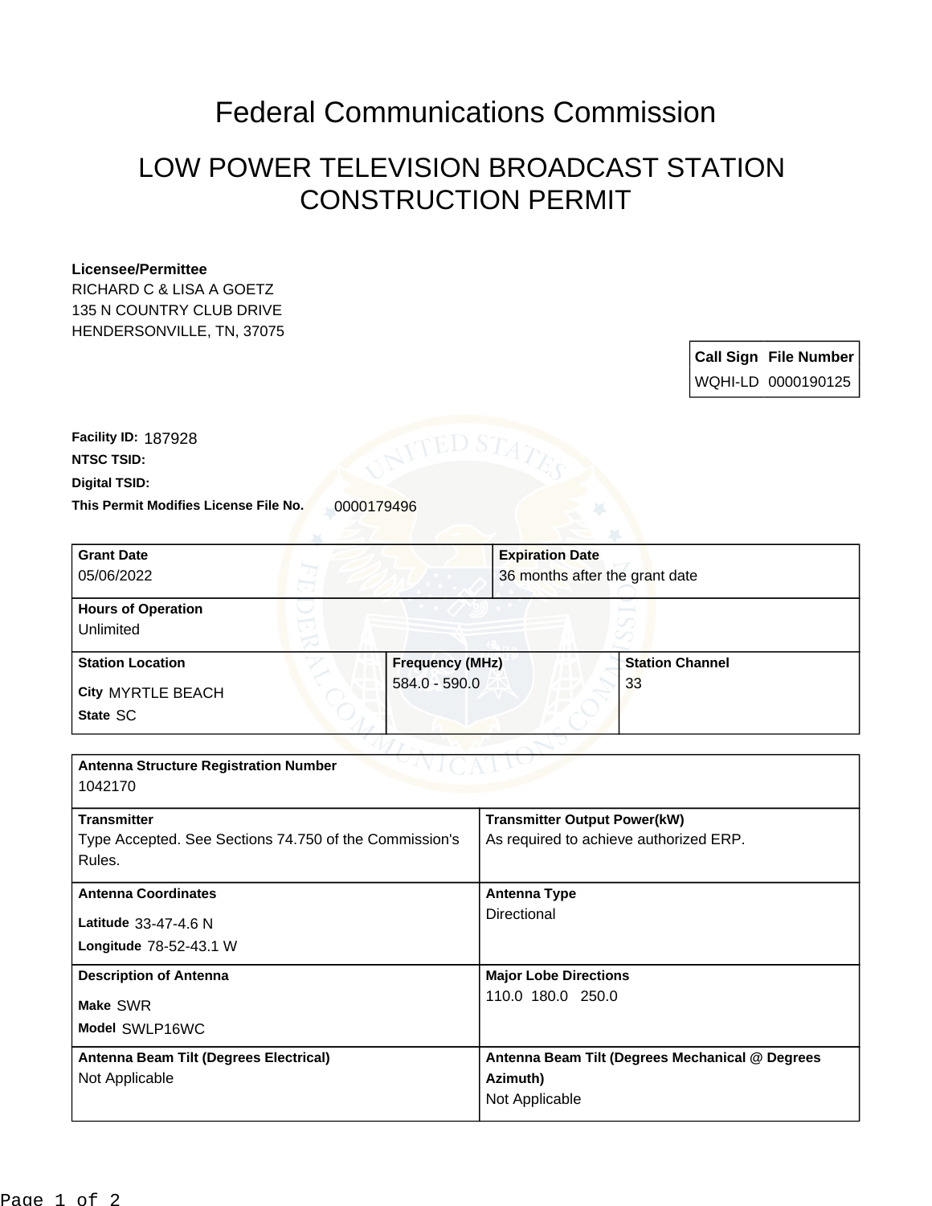# Federal Communications Commission

## LOW POWER TELEVISION BROADCAST STATION CONSTRUCTION PERMIT

**Licensee/Permittee**
RICHARD C & LISA A GOETZ
135 N COUNTRY CLUB DRIVE
HENDERSONVILLE, TN, 37075

| Call Sign | File Number |
|---|---|
| WQHI-LD | 0000190125 |

**Facility ID:** 187928

**NTSC TSID:**

**Digital TSID:**

**This Permit Modifies License File No.** 0000179496

| Grant Date | Expiration Date |
|---|---|
| 05/06/2022 | 36 months after the grant date |

| Hours of Operation |
|---|
| Unlimited |

| Station Location | Frequency (MHz) | Station Channel |
|---|---|---|
| City MYRTLE BEACH<br>State SC | 584.0 - 590.0 | 33 |

| Antenna Structure Registration Number | |
|---|---|
| 1042170 | |
| **Transmitter** | **Transmitter Output Power(kW)** |
| Type Accepted. See Sections 74.750 of the Commission's Rules. | As required to achieve authorized ERP. |
| **Antenna Coordinates** | **Antenna Type** |
| Latitude 33-47-4.6 N<br>Longitude 78-52-43.1 W | Directional |
| **Description of Antenna** | **Major Lobe Directions** |
| Make SWR<br>Model SWLP16WC | 110.0 180.0 250.0 |
| **Antenna Beam Tilt (Degrees Electrical)** | **Antenna Beam Tilt (Degrees Mechanical @ Degrees Azimuth)** |
| Not Applicable | Not Applicable |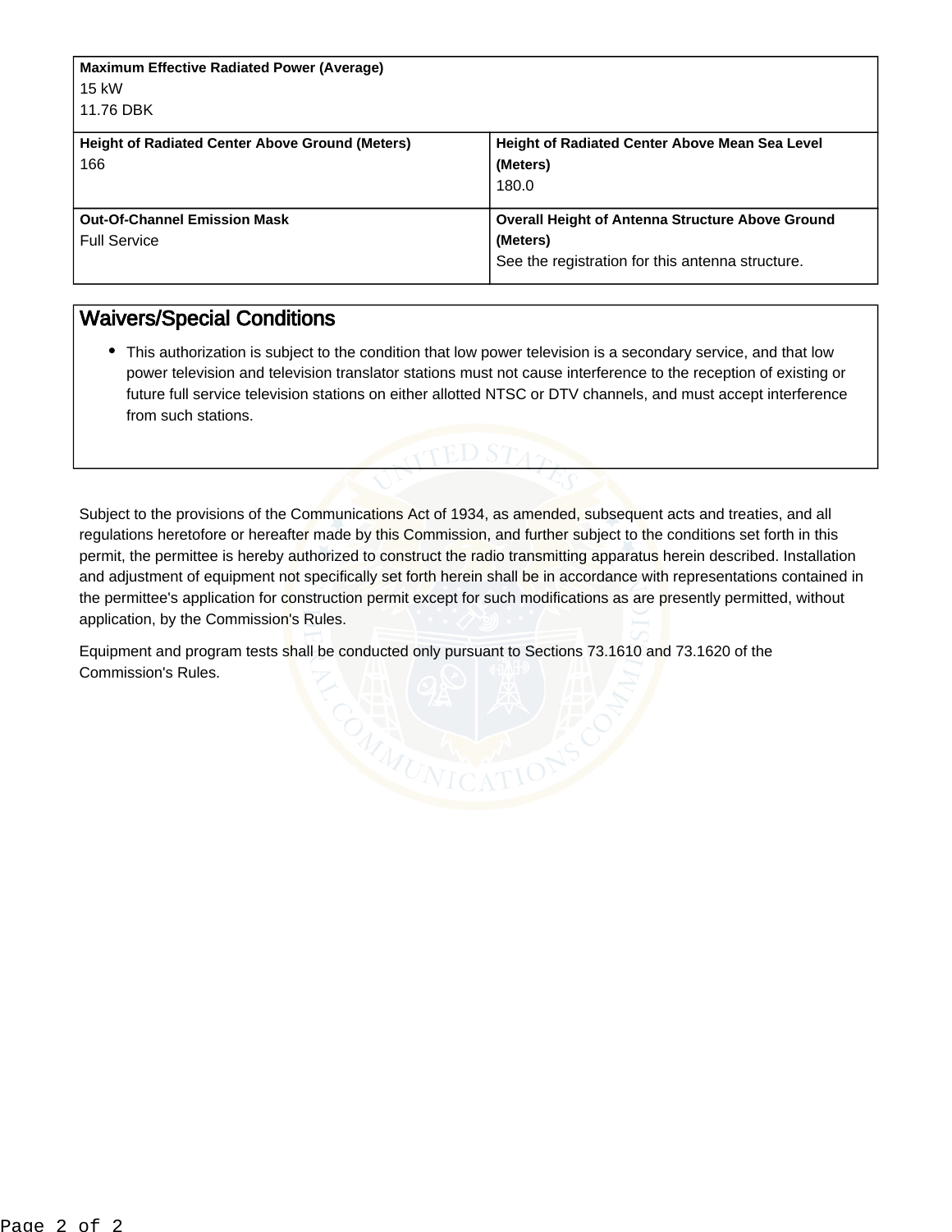| | |
|---|---|
| **Maximum Effective Radiated Power (Average)**<br>15 kW<br>11.76 DBK | |
| **Height of Radiated Center Above Ground (Meters)**<br>166 | **Height of Radiated Center Above Mean Sea Level (Meters)**<br>180.0 |
| **Out-Of-Channel Emission Mask**<br>Full Service | **Overall Height of Antenna Structure Above Ground (Meters)**<br>See the registration for this antenna structure. |

## Waivers/Special Conditions

- This authorization is subject to the condition that low power television is a secondary service, and that low power television and television translator stations must not cause interference to the reception of existing or future full service television stations on either allotted NTSC or DTV channels, and must accept interference from such stations.

Subject to the provisions of the Communications Act of 1934, as amended, subsequent acts and treaties, and all regulations heretofore or hereafter made by this Commission, and further subject to the conditions set forth in this permit, the permittee is hereby authorized to construct the radio transmitting apparatus herein described. Installation and adjustment of equipment not specifically set forth herein shall be in accordance with representations contained in the permittee's application for construction permit except for such modifications as are presently permitted, without application, by the Commission's Rules.

Equipment and program tests shall be conducted only pursuant to Sections 73.1610 and 73.1620 of the Commission's Rules.